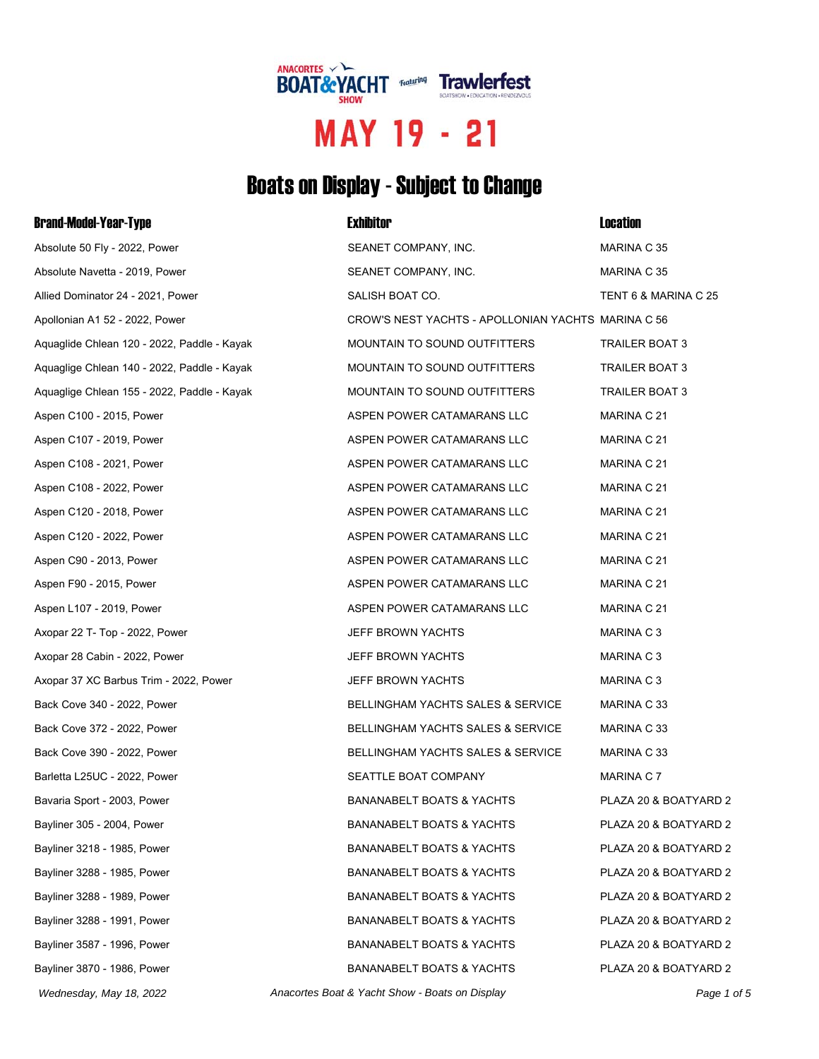ANACORTES BOAT & YACHT SHOW Featuring Trawlerfest

BOATSHOW • EDUCATION • RENDEZVOUS

# MAY 19 - 21

## Boats on Display - Subject to Change

| Brand-Model-Year-Type | Exhibitor | Location |
| --- | --- | --- |
| Absolute 50 Fly - 2022, Power | SEANET COMPANY, INC. | MARINA C 35 |
| Absolute Navetta - 2019, Power | SEANET COMPANY, INC. | MARINA C 35 |
| Allied Dominator 24 - 2021, Power | SALISH BOAT CO. | TENT 6 & MARINA C 25 |
| Apollonian A1 52 - 2022, Power | CROW'S NEST YACHTS - APOLLONIAN YACHTS | MARINA C 56 |
| Aquaglide Chlean 120 - 2022, Paddle - Kayak | MOUNTAIN TO SOUND OUTFITTERS | TRAILER BOAT 3 |
| Aquaglige Chlean 140 - 2022, Paddle - Kayak | MOUNTAIN TO SOUND OUTFITTERS | TRAILER BOAT 3 |
| Aquaglige Chlean 155 - 2022, Paddle - Kayak | MOUNTAIN TO SOUND OUTFITTERS | TRAILER BOAT 3 |
| Aspen C100 - 2015, Power | ASPEN POWER CATAMARANS LLC | MARINA C 21 |
| Aspen C107 - 2019, Power | ASPEN POWER CATAMARANS LLC | MARINA C 21 |
| Aspen C108 - 2021, Power | ASPEN POWER CATAMARANS LLC | MARINA C 21 |
| Aspen C108 - 2022, Power | ASPEN POWER CATAMARANS LLC | MARINA C 21 |
| Aspen C120 - 2018, Power | ASPEN POWER CATAMARANS LLC | MARINA C 21 |
| Aspen C120 - 2022, Power | ASPEN POWER CATAMARANS LLC | MARINA C 21 |
| Aspen C90 - 2013, Power | ASPEN POWER CATAMARANS LLC | MARINA C 21 |
| Aspen F90 - 2015, Power | ASPEN POWER CATAMARANS LLC | MARINA C 21 |
| Aspen L107 - 2019, Power | ASPEN POWER CATAMARANS LLC | MARINA C 21 |
| Axopar 22 T- Top - 2022, Power | JEFF BROWN YACHTS | MARINA C 3 |
| Axopar 28 Cabin - 2022, Power | JEFF BROWN YACHTS | MARINA C 3 |
| Axopar 37 XC Barbus Trim - 2022, Power | JEFF BROWN YACHTS | MARINA C 3 |
| Back Cove 340 - 2022, Power | BELLINGHAM YACHTS SALES & SERVICE | MARINA C 33 |
| Back Cove 372 - 2022, Power | BELLINGHAM YACHTS SALES & SERVICE | MARINA C 33 |
| Back Cove 390 - 2022, Power | BELLINGHAM YACHTS SALES & SERVICE | MARINA C 33 |
| Barletta L25UC - 2022, Power | SEATTLE BOAT COMPANY | MARINA C 7 |
| Bavaria Sport - 2003, Power | BANANABELT BOATS & YACHTS | PLAZA 20 & BOATYARD 2 |
| Bayliner 305 - 2004, Power | BANANABELT BOATS & YACHTS | PLAZA 20 & BOATYARD 2 |
| Bayliner 3218 - 1985, Power | BANANABELT BOATS & YACHTS | PLAZA 20 & BOATYARD 2 |
| Bayliner 3288 - 1985, Power | BANANABELT BOATS & YACHTS | PLAZA 20 & BOATYARD 2 |
| Bayliner 3288 - 1989, Power | BANANABELT BOATS & YACHTS | PLAZA 20 & BOATYARD 2 |
| Bayliner 3288 - 1991, Power | BANANABELT BOATS & YACHTS | PLAZA 20 & BOATYARD 2 |
| Bayliner 3587 - 1996, Power | BANANABELT BOATS & YACHTS | PLAZA 20 & BOATYARD 2 |
| Bayliner 3870 - 1986, Power | BANANABELT BOATS & YACHTS | PLAZA 20 & BOATYARD 2 |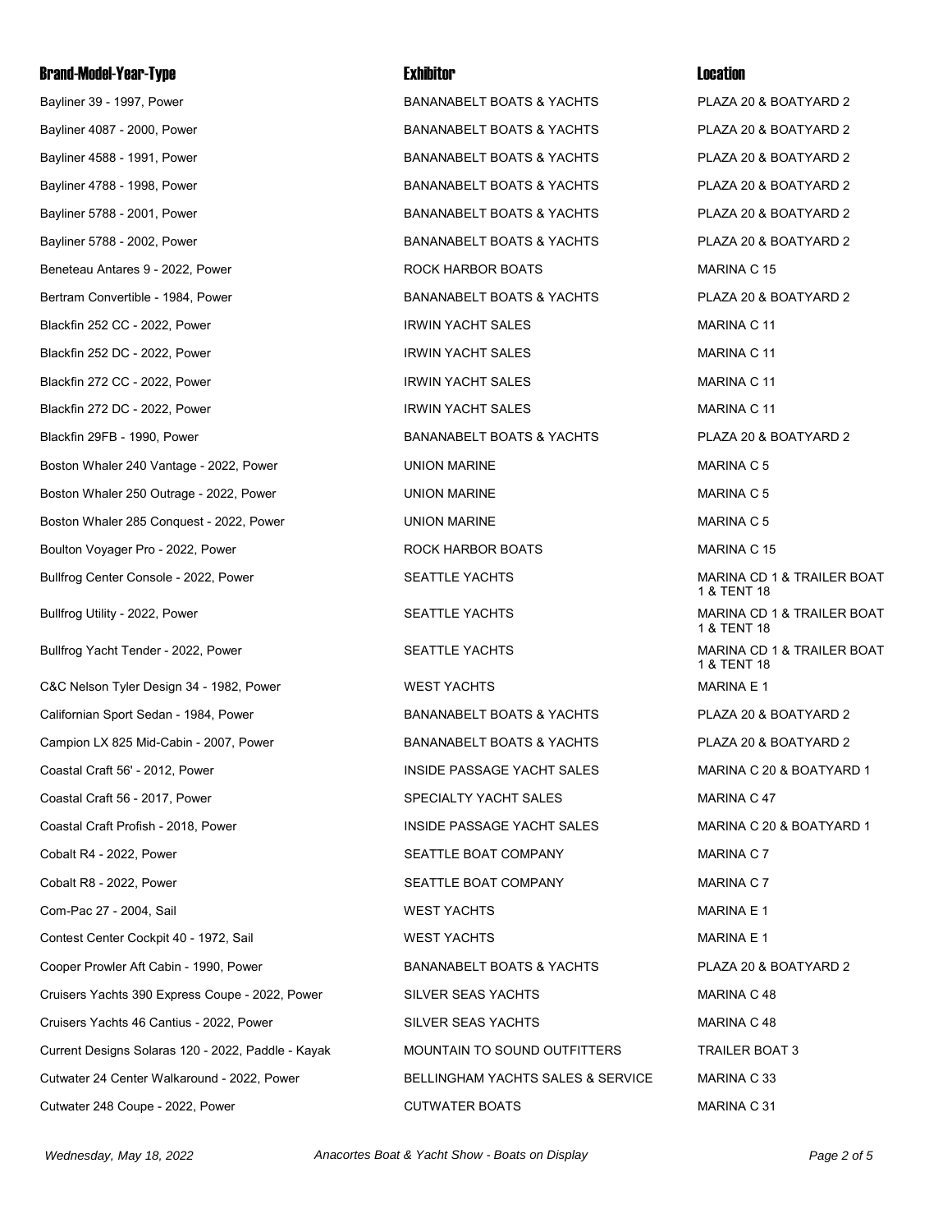| Brand-Model-Year-Type | Exhibitor | Location |
|---|---|---|
| Bayliner 39 - 1997, Power | BANANABELT BOATS & YACHTS | PLAZA 20 & BOATYARD 2 |
| Bayliner 4087 - 2000, Power | BANANABELT BOATS & YACHTS | PLAZA 20 & BOATYARD 2 |
| Bayliner 4588 - 1991, Power | BANANABELT BOATS & YACHTS | PLAZA 20 & BOATYARD 2 |
| Bayliner 4788 - 1998, Power | BANANABELT BOATS & YACHTS | PLAZA 20 & BOATYARD 2 |
| Bayliner 5788 - 2001, Power | BANANABELT BOATS & YACHTS | PLAZA 20 & BOATYARD 2 |
| Bayliner 5788 - 2002, Power | BANANABELT BOATS & YACHTS | PLAZA 20 & BOATYARD 2 |
| Beneteau Antares 9 - 2022, Power | ROCK HARBOR BOATS | MARINA C 15 |
| Bertram Convertible - 1984, Power | BANANABELT BOATS & YACHTS | PLAZA 20 & BOATYARD 2 |
| Blackfin 252 CC - 2022, Power | IRWIN YACHT SALES | MARINA C 11 |
| Blackfin 252 DC - 2022, Power | IRWIN YACHT SALES | MARINA C 11 |
| Blackfin 272 CC - 2022, Power | IRWIN YACHT SALES | MARINA C 11 |
| Blackfin 272 DC - 2022, Power | IRWIN YACHT SALES | MARINA C 11 |
| Blackfin 29FB - 1990, Power | BANANABELT BOATS & YACHTS | PLAZA 20 & BOATYARD 2 |
| Boston Whaler 240 Vantage - 2022, Power | UNION MARINE | MARINA C 5 |
| Boston Whaler 250 Outrage - 2022, Power | UNION MARINE | MARINA C 5 |
| Boston Whaler 285 Conquest - 2022, Power | UNION MARINE | MARINA C 5 |
| Boulton Voyager Pro - 2022, Power | ROCK HARBOR BOATS | MARINA C 15 |
| Bullfrog Center Console - 2022, Power | SEATTLE YACHTS | MARINA CD 1 & TRAILER BOAT 1 & TENT 18 |
| Bullfrog Utility - 2022, Power | SEATTLE YACHTS | MARINA CD 1 & TRAILER BOAT 1 & TENT 18 |
| Bullfrog Yacht Tender - 2022, Power | SEATTLE YACHTS | MARINA CD 1 & TRAILER BOAT 1 & TENT 18 |
| C&C Nelson Tyler Design 34 - 1982, Power | WEST YACHTS | MARINA E 1 |
| Californian Sport Sedan - 1984, Power | BANANABELT BOATS & YACHTS | PLAZA 20 & BOATYARD 2 |
| Campion LX 825 Mid-Cabin - 2007, Power | BANANABELT BOATS & YACHTS | PLAZA 20 & BOATYARD 2 |
| Coastal Craft 56' - 2012, Power | INSIDE PASSAGE YACHT SALES | MARINA C 20 & BOATYARD 1 |
| Coastal Craft 56 - 2017, Power | SPECIALTY YACHT SALES | MARINA C 47 |
| Coastal Craft Profish - 2018, Power | INSIDE PASSAGE YACHT SALES | MARINA C 20 & BOATYARD 1 |
| Cobalt R4 - 2022, Power | SEATTLE BOAT COMPANY | MARINA C 7 |
| Cobalt R8 - 2022, Power | SEATTLE BOAT COMPANY | MARINA C 7 |
| Com-Pac 27 - 2004, Sail | WEST YACHTS | MARINA E 1 |
| Contest Center Cockpit 40 - 1972, Sail | WEST YACHTS | MARINA E 1 |
| Cooper Prowler Aft Cabin - 1990, Power | BANANABELT BOATS & YACHTS | PLAZA 20 & BOATYARD 2 |
| Cruisers Yachts 390 Express Coupe - 2022, Power | SILVER SEAS YACHTS | MARINA C 48 |
| Cruisers Yachts 46 Cantius - 2022, Power | SILVER SEAS YACHTS | MARINA C 48 |
| Current Designs Solaras 120 - 2022, Paddle - Kayak | MOUNTAIN TO SOUND OUTFITTERS | TRAILER BOAT 3 |
| Cutwater 24 Center Walkaround - 2022, Power | BELLINGHAM YACHTS SALES & SERVICE | MARINA C 33 |
| Cutwater 248 Coupe - 2022, Power | CUTWATER BOATS | MARINA C 31 |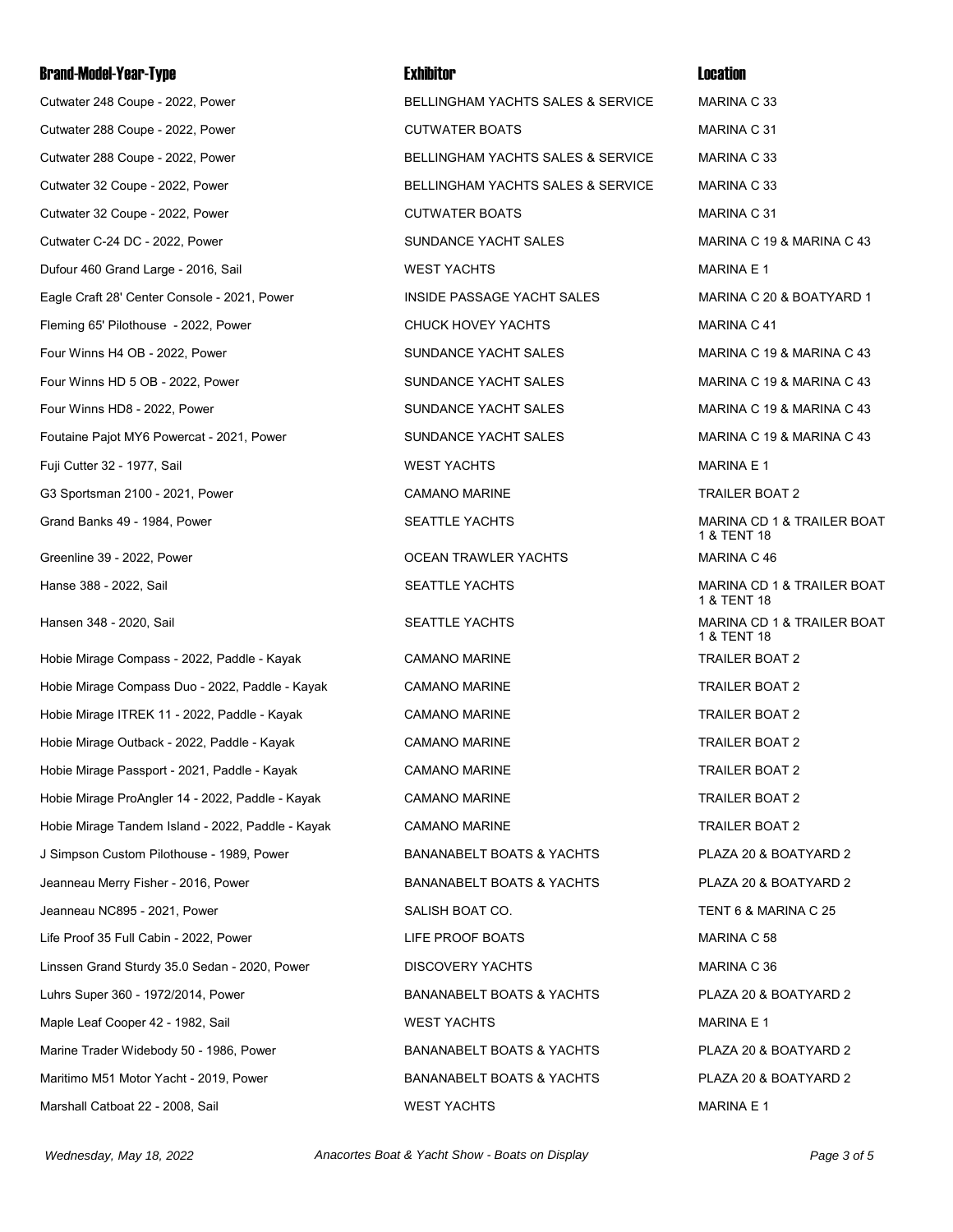| Brand-Model-Year-Type | Exhibitor | Location |
|---|---|---|
| Cutwater 248 Coupe - 2022, Power | BELLINGHAM YACHTS SALES & SERVICE | MARINA C 33 |
| Cutwater 288 Coupe - 2022, Power | CUTWATER BOATS | MARINA C 31 |
| Cutwater 288 Coupe - 2022, Power | BELLINGHAM YACHTS SALES & SERVICE | MARINA C 33 |
| Cutwater 32 Coupe - 2022, Power | BELLINGHAM YACHTS SALES & SERVICE | MARINA C 33 |
| Cutwater 32 Coupe - 2022, Power | CUTWATER BOATS | MARINA C 31 |
| Cutwater C-24 DC - 2022, Power | SUNDANCE YACHT SALES | MARINA C 19 & MARINA C 43 |
| Dufour 460 Grand Large - 2016, Sail | WEST YACHTS | MARINA E 1 |
| Eagle Craft 28' Center Console - 2021, Power | INSIDE PASSAGE YACHT SALES | MARINA C 20 & BOATYARD 1 |
| Fleming 65' Pilothouse - 2022, Power | CHUCK HOVEY YACHTS | MARINA C 41 |
| Four Winns H4 OB - 2022, Power | SUNDANCE YACHT SALES | MARINA C 19 & MARINA C 43 |
| Four Winns HD 5 OB - 2022, Power | SUNDANCE YACHT SALES | MARINA C 19 & MARINA C 43 |
| Four Winns HD8 - 2022, Power | SUNDANCE YACHT SALES | MARINA C 19 & MARINA C 43 |
| Foutaine Pajot MY6 Powercat - 2021, Power | SUNDANCE YACHT SALES | MARINA C 19 & MARINA C 43 |
| Fuji Cutter 32 - 1977, Sail | WEST YACHTS | MARINA E 1 |
| G3 Sportsman 2100 - 2021, Power | CAMANO MARINE | TRAILER BOAT 2 |
| Grand Banks 49 - 1984, Power | SEATTLE YACHTS | MARINA CD 1 & TRAILER BOAT 1 & TENT 18 |
| Greenline 39 - 2022, Power | OCEAN TRAWLER YACHTS | MARINA C 46 |
| Hanse 388 - 2022, Sail | SEATTLE YACHTS | MARINA CD 1 & TRAILER BOAT 1 & TENT 18 |
| Hansen 348 - 2020, Sail | SEATTLE YACHTS | MARINA CD 1 & TRAILER BOAT 1 & TENT 18 |
| Hobie Mirage Compass - 2022, Paddle - Kayak | CAMANO MARINE | TRAILER BOAT 2 |
| Hobie Mirage Compass Duo - 2022, Paddle - Kayak | CAMANO MARINE | TRAILER BOAT 2 |
| Hobie Mirage ITREK 11 - 2022, Paddle - Kayak | CAMANO MARINE | TRAILER BOAT 2 |
| Hobie Mirage Outback - 2022, Paddle - Kayak | CAMANO MARINE | TRAILER BOAT 2 |
| Hobie Mirage Passport - 2021, Paddle - Kayak | CAMANO MARINE | TRAILER BOAT 2 |
| Hobie Mirage ProAngler 14 - 2022, Paddle - Kayak | CAMANO MARINE | TRAILER BOAT 2 |
| Hobie Mirage Tandem Island - 2022, Paddle - Kayak | CAMANO MARINE | TRAILER BOAT 2 |
| J Simpson Custom Pilothouse - 1989, Power | BANANABELT BOATS & YACHTS | PLAZA 20 & BOATYARD 2 |
| Jeanneau Merry Fisher - 2016, Power | BANANABELT BOATS & YACHTS | PLAZA 20 & BOATYARD 2 |
| Jeanneau NC895 - 2021, Power | SALISH BOAT CO. | TENT 6 & MARINA C 25 |
| Life Proof 35 Full Cabin - 2022, Power | LIFE PROOF BOATS | MARINA C 58 |
| Linssen Grand Sturdy 35.0 Sedan - 2020, Power | DISCOVERY YACHTS | MARINA C 36 |
| Luhrs Super 360 - 1972/2014, Power | BANANABELT BOATS & YACHTS | PLAZA 20 & BOATYARD 2 |
| Maple Leaf Cooper 42 - 1982, Sail | WEST YACHTS | MARINA E 1 |
| Marine Trader Widebody 50 - 1986, Power | BANANABELT BOATS & YACHTS | PLAZA 20 & BOATYARD 2 |
| Maritimo M51 Motor Yacht - 2019, Power | BANANABELT BOATS & YACHTS | PLAZA 20 & BOATYARD 2 |
| Marshall Catboat 22 - 2008, Sail | WEST YACHTS | MARINA E 1 |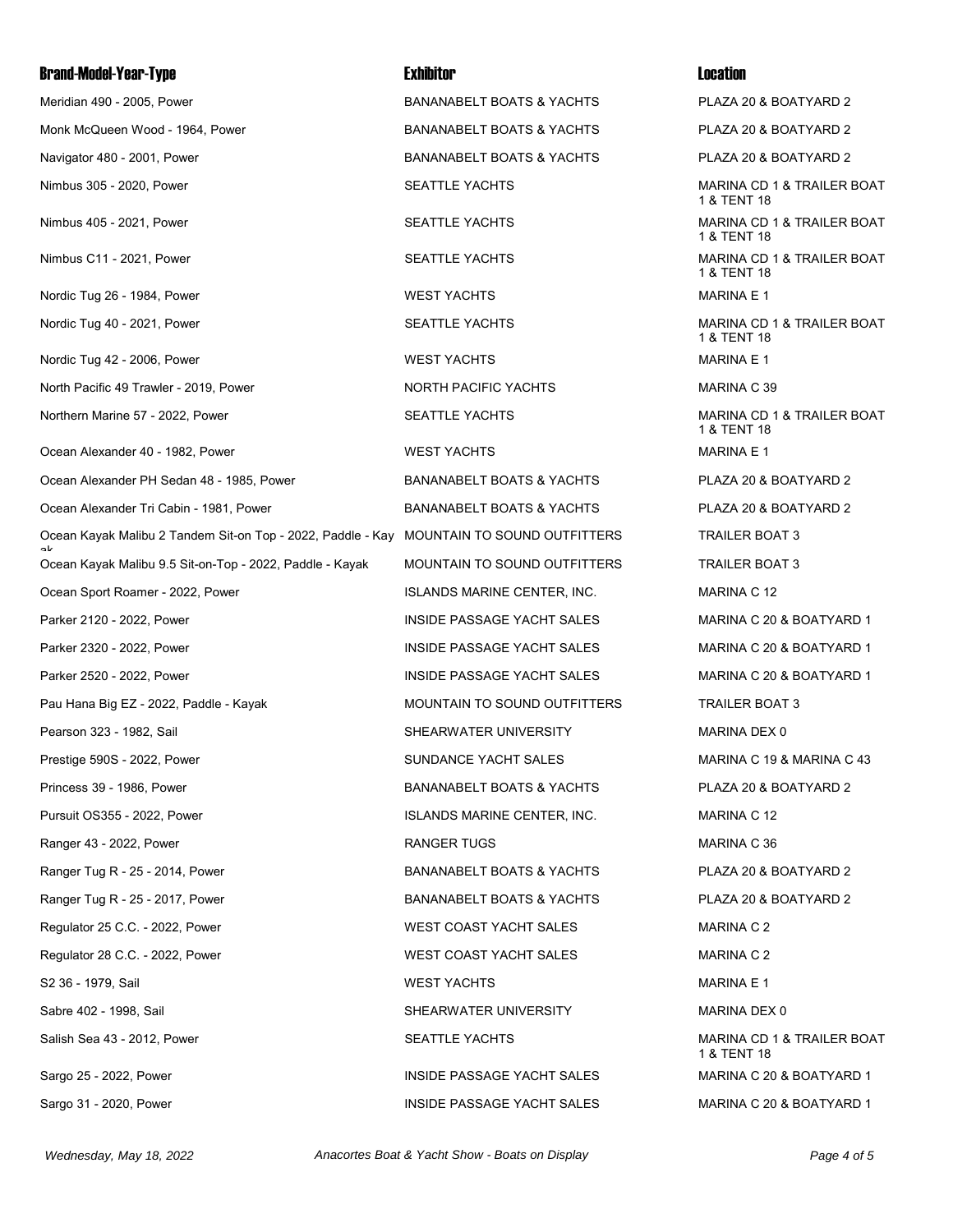| Brand-Model-Year-Type | Exhibitor | Location |
|---|---|---|
| Meridian 490 - 2005, Power | BANANABELT BOATS & YACHTS | PLAZA 20 & BOATYARD 2 |
| Monk McQueen Wood - 1964, Power | BANANABELT BOATS & YACHTS | PLAZA 20 & BOATYARD 2 |
| Navigator 480 - 2001, Power | BANANABELT BOATS & YACHTS | PLAZA 20 & BOATYARD 2 |
| Nimbus 305 - 2020, Power | SEATTLE YACHTS | MARINA CD 1 & TRAILER BOAT 1 & TENT 18 |
| Nimbus 405 - 2021, Power | SEATTLE YACHTS | MARINA CD 1 & TRAILER BOAT 1 & TENT 18 |
| Nimbus C11 - 2021, Power | SEATTLE YACHTS | MARINA CD 1 & TRAILER BOAT 1 & TENT 18 |
| Nordic Tug 26 - 1984, Power | WEST YACHTS | MARINA E 1 |
| Nordic Tug 40 - 2021, Power | SEATTLE YACHTS | MARINA CD 1 & TRAILER BOAT 1 & TENT 18 |
| Nordic Tug 42 - 2006, Power | WEST YACHTS | MARINA E 1 |
| North Pacific 49 Trawler - 2019, Power | NORTH PACIFIC YACHTS | MARINA C 39 |
| Northern Marine 57 - 2022, Power | SEATTLE YACHTS | MARINA CD 1 & TRAILER BOAT 1 & TENT 18 |
| Ocean Alexander 40 - 1982, Power | WEST YACHTS | MARINA E 1 |
| Ocean Alexander PH Sedan 48 - 1985, Power | BANANABELT BOATS & YACHTS | PLAZA 20 & BOATYARD 2 |
| Ocean Alexander Tri Cabin - 1981, Power | BANANABELT BOATS & YACHTS | PLAZA 20 & BOATYARD 2 |
| Ocean Kayak Malibu 2 Tandem Sit-on Top - 2022, Paddle - Kayak | MOUNTAIN TO SOUND OUTFITTERS | TRAILER BOAT 3 |
| Ocean Kayak Malibu 9.5 Sit-on-Top - 2022, Paddle - Kayak | MOUNTAIN TO SOUND OUTFITTERS | TRAILER BOAT 3 |
| Ocean Sport Roamer - 2022, Power | ISLANDS MARINE CENTER, INC. | MARINA C 12 |
| Parker 2120 - 2022, Power | INSIDE PASSAGE YACHT SALES | MARINA C 20 & BOATYARD 1 |
| Parker 2320 - 2022, Power | INSIDE PASSAGE YACHT SALES | MARINA C 20 & BOATYARD 1 |
| Parker 2520 - 2022, Power | INSIDE PASSAGE YACHT SALES | MARINA C 20 & BOATYARD 1 |
| Pau Hana Big EZ - 2022, Paddle - Kayak | MOUNTAIN TO SOUND OUTFITTERS | TRAILER BOAT 3 |
| Pearson 323 - 1982, Sail | SHEARWATER UNIVERSITY | MARINA DEX 0 |
| Prestige 590S - 2022, Power | SUNDANCE YACHT SALES | MARINA C 19 & MARINA C 43 |
| Princess 39 - 1986, Power | BANANABELT BOATS & YACHTS | PLAZA 20 & BOATYARD 2 |
| Pursuit OS355 - 2022, Power | ISLANDS MARINE CENTER, INC. | MARINA C 12 |
| Ranger 43 - 2022, Power | RANGER TUGS | MARINA C 36 |
| Ranger Tug R - 25 - 2014, Power | BANANABELT BOATS & YACHTS | PLAZA 20 & BOATYARD 2 |
| Ranger Tug R - 25 - 2017, Power | BANANABELT BOATS & YACHTS | PLAZA 20 & BOATYARD 2 |
| Regulator 25 C.C. - 2022, Power | WEST COAST YACHT SALES | MARINA C 2 |
| Regulator 28 C.C. - 2022, Power | WEST COAST YACHT SALES | MARINA C 2 |
| S2 36 - 1979, Sail | WEST YACHTS | MARINA E 1 |
| Sabre 402 - 1998, Sail | SHEARWATER UNIVERSITY | MARINA DEX 0 |
| Salish Sea 43 - 2012, Power | SEATTLE YACHTS | MARINA CD 1 & TRAILER BOAT 1 & TENT 18 |
| Sargo 25 - 2022, Power | INSIDE PASSAGE YACHT SALES | MARINA C 20 & BOATYARD 1 |
| Sargo 31 - 2020, Power | INSIDE PASSAGE YACHT SALES | MARINA C 20 & BOATYARD 1 |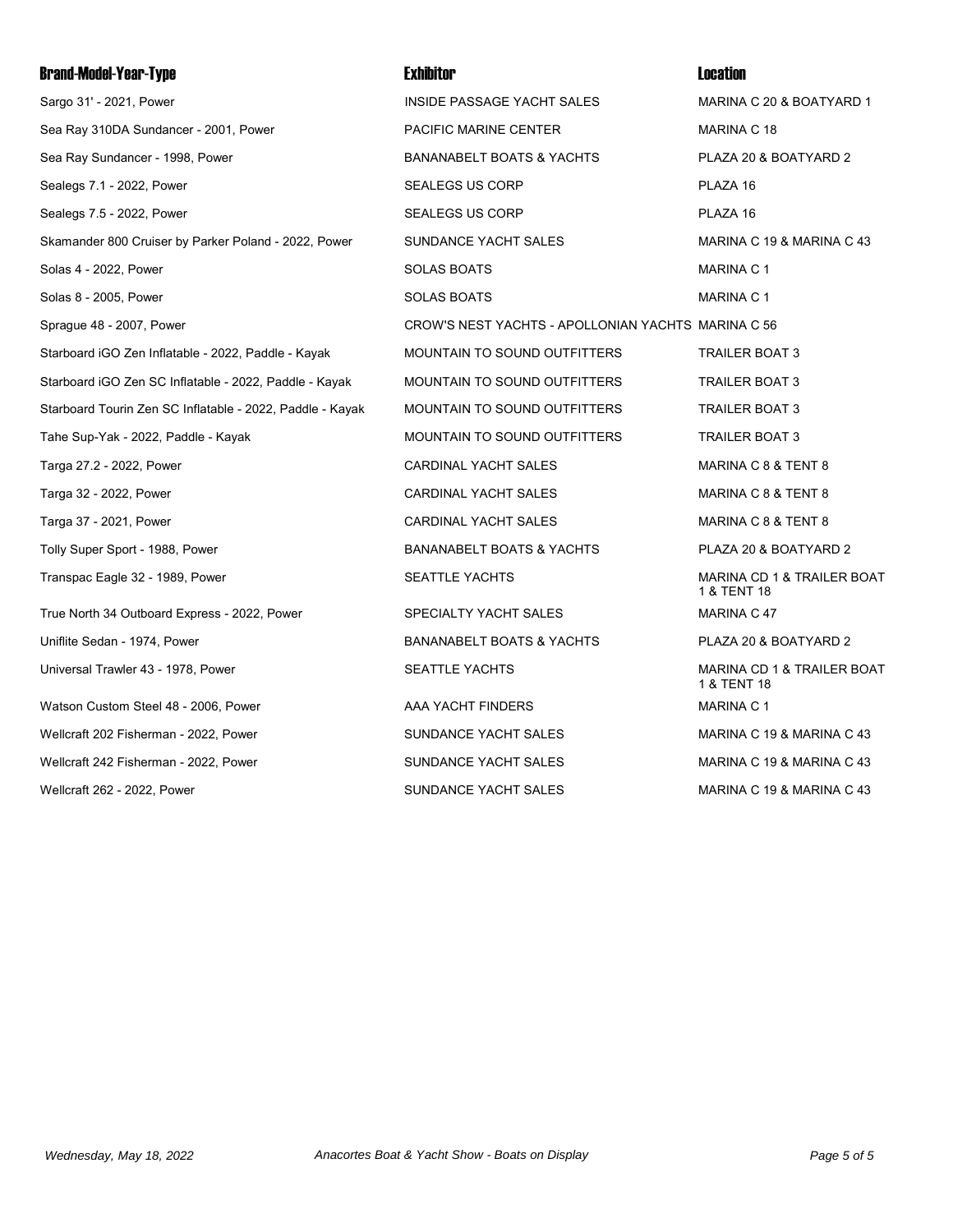| Brand-Model-Year-Type | Exhibitor | Location |
| --- | --- | --- |
| Sargo 31' - 2021, Power | INSIDE PASSAGE YACHT SALES | MARINA C 20 & BOATYARD 1 |
| Sea Ray 310DA Sundancer - 2001, Power | PACIFIC MARINE CENTER | MARINA C 18 |
| Sea Ray Sundancer - 1998, Power | BANANABELT BOATS & YACHTS | PLAZA 20 & BOATYARD 2 |
| Sealegs 7.1 - 2022, Power | SEALEGS US CORP | PLAZA 16 |
| Sealegs 7.5 - 2022, Power | SEALEGS US CORP | PLAZA 16 |
| Skamander 800 Cruiser by Parker Poland - 2022, Power | SUNDANCE YACHT SALES | MARINA C 19 & MARINA C 43 |
| Solas 4 - 2022, Power | SOLAS BOATS | MARINA C 1 |
| Solas 8 - 2005, Power | SOLAS BOATS | MARINA C 1 |
| Sprague 48 - 2007, Power | CROW'S NEST YACHTS - APOLLONIAN YACHTS | MARINA C 56 |
| Starboard iGO Zen Inflatable - 2022, Paddle - Kayak | MOUNTAIN TO SOUND OUTFITTERS | TRAILER BOAT 3 |
| Starboard iGO Zen SC Inflatable - 2022, Paddle - Kayak | MOUNTAIN TO SOUND OUTFITTERS | TRAILER BOAT 3 |
| Starboard Tourin Zen SC Inflatable - 2022, Paddle - Kayak | MOUNTAIN TO SOUND OUTFITTERS | TRAILER BOAT 3 |
| Tahe Sup-Yak - 2022, Paddle - Kayak | MOUNTAIN TO SOUND OUTFITTERS | TRAILER BOAT 3 |
| Targa 27.2 - 2022, Power | CARDINAL YACHT SALES | MARINA C 8 & TENT 8 |
| Targa 32 - 2022, Power | CARDINAL YACHT SALES | MARINA C 8 & TENT 8 |
| Targa 37 - 2021, Power | CARDINAL YACHT SALES | MARINA C 8 & TENT 8 |
| Tolly Super Sport - 1988, Power | BANANABELT BOATS & YACHTS | PLAZA 20 & BOATYARD 2 |
| Transpac Eagle 32 - 1989, Power | SEATTLE YACHTS | MARINA CD 1 & TRAILER BOAT 1 & TENT 18 |
| True North 34 Outboard Express - 2022, Power | SPECIALTY YACHT SALES | MARINA C 47 |
| Uniflite Sedan - 1974, Power | BANANABELT BOATS & YACHTS | PLAZA 20 & BOATYARD 2 |
| Universal Trawler 43 - 1978, Power | SEATTLE YACHTS | MARINA CD 1 & TRAILER BOAT 1 & TENT 18 |
| Watson Custom Steel 48 - 2006, Power | AAA YACHT FINDERS | MARINA C 1 |
| Wellcraft 202 Fisherman - 2022, Power | SUNDANCE YACHT SALES | MARINA C 19 & MARINA C 43 |
| Wellcraft 242 Fisherman - 2022, Power | SUNDANCE YACHT SALES | MARINA C 19 & MARINA C 43 |
| Wellcraft 262 - 2022, Power | SUNDANCE YACHT SALES | MARINA C 19 & MARINA C 43 |